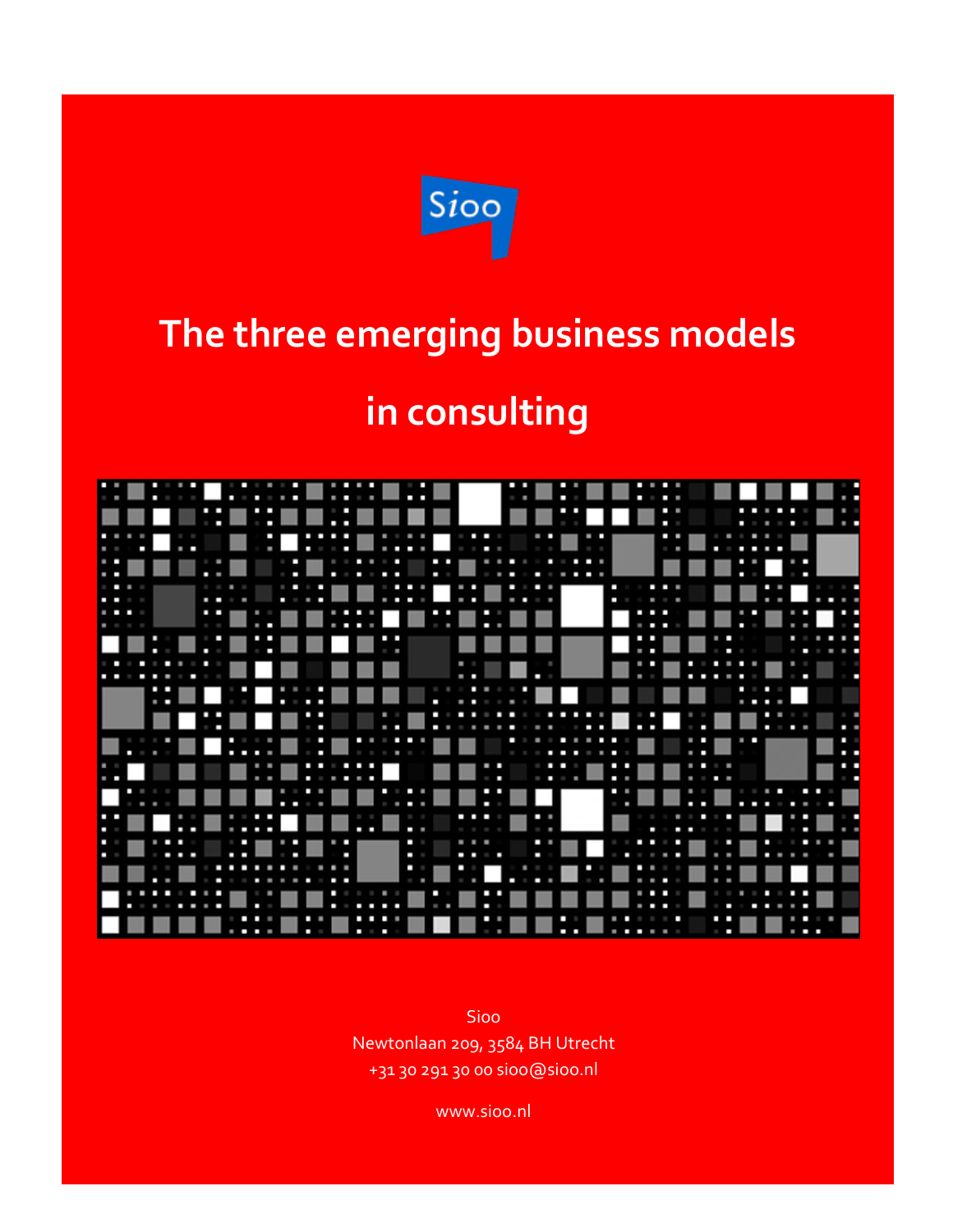Sioo

# The three emerging business models in consulting

Sioo
Newtonlaan 209, 3584 BH Utrecht
+31 30 291 30 00 sioo@sioo.nl

www.sioo.nl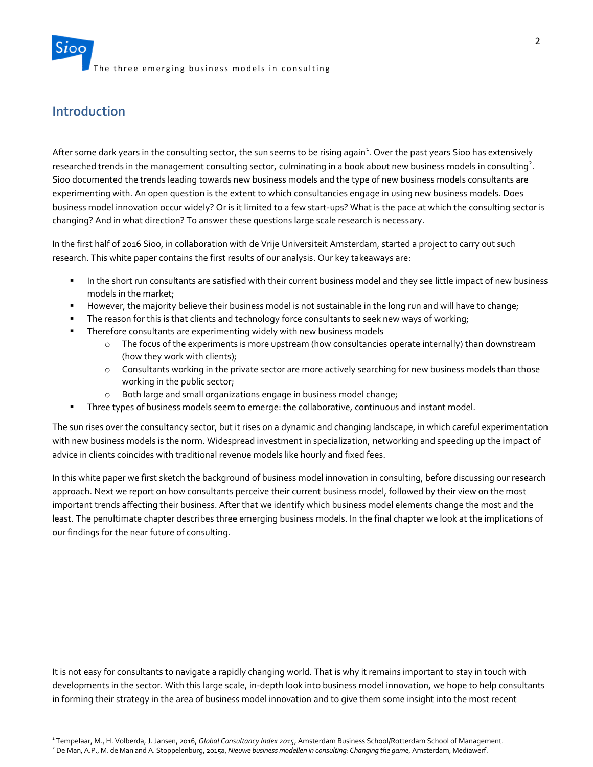## Introduction

After some dark years in the consulting sector, the sun seems to be rising again[1]. Over the past years Sioo has extensively researched trends in the management consulting sector, culminating in a book about new business models in consulting[2]. Sioo documented the trends leading towards new business models and the type of new business models consultants are experimenting with. An open question is the extent to which consultancies engage in using new business models. Does business model innovation occur widely? Or is it limited to a few start-ups? What is the pace at which the consulting sector is changing? And in what direction? To answer these questions large scale research is necessary.

In the first half of 2016 Sioo, in collaboration with de Vrije Universiteit Amsterdam, started a project to carry out such research. This white paper contains the first results of our analysis. Our key takeaways are:

- In the short run consultants are satisfied with their current business model and they see little impact of new business models in the market;
- However, the majority believe their business model is not sustainable in the long run and will have to change;
- The reason for this is that clients and technology force consultants to seek new ways of working;
- Therefore consultants are experimenting widely with new business models
  - The focus of the experiments is more upstream (how consultancies operate internally) than downstream (how they work with clients);
  - Consultants working in the private sector are more actively searching for new business models than those working in the public sector;
  - Both large and small organizations engage in business model change;
- Three types of business models seem to emerge: the collaborative, continuous and instant model.

The sun rises over the consultancy sector, but it rises on a dynamic and changing landscape, in which careful experimentation with new business models is the norm. Widespread investment in specialization, networking and speeding up the impact of advice in clients coincides with traditional revenue models like hourly and fixed fees.

In this white paper we first sketch the background of business model innovation in consulting, before discussing our research approach. Next we report on how consultants perceive their current business model, followed by their view on the most important trends affecting their business. After that we identify which business model elements change the most and the least. The penultimate chapter describes three emerging business models. In the final chapter we look at the implications of our findings for the near future of consulting.

It is not easy for consultants to navigate a rapidly changing world. That is why it remains important to stay in touch with developments in the sector. With this large scale, in-depth look into business model innovation, we hope to help consultants in forming their strategy in the area of business model innovation and to give them some insight into the most recent

---

[1] Tempelaar, M., H. Volberda, J. Jansen, 2016, *Global Consultancy Index 2015*, Amsterdam Business School/Rotterdam School of Management.

[2] De Man, A.P., M. de Man and A. Stoppelenburg, 2015a, *Nieuwe business modellen in consulting: Changing the game*, Amsterdam, Mediawerf.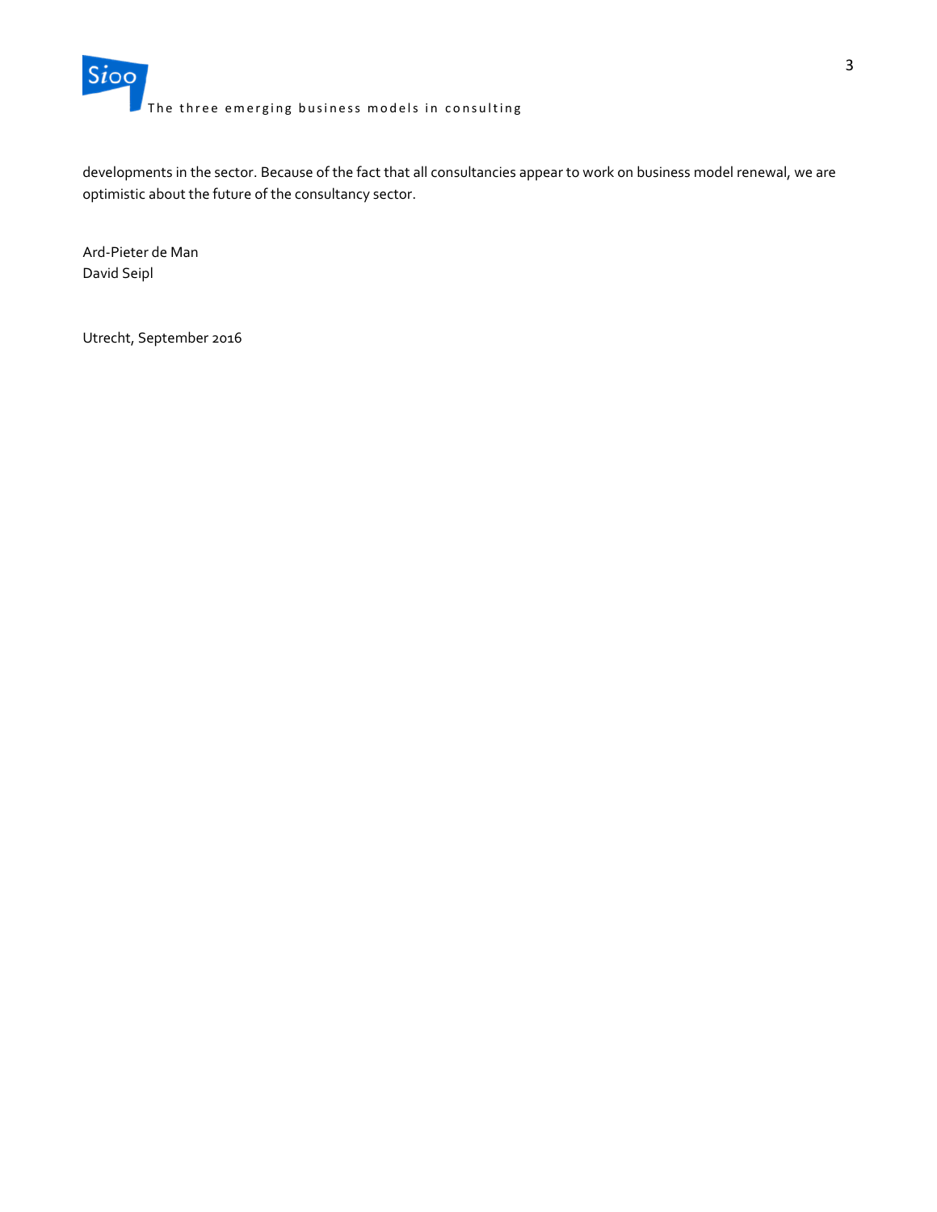developments in the sector. Because of the fact that all consultancies appear to work on business model renewal, we are optimistic about the future of the consultancy sector.

Ard-Pieter de Man  
David Seipl

Utrecht, September 2016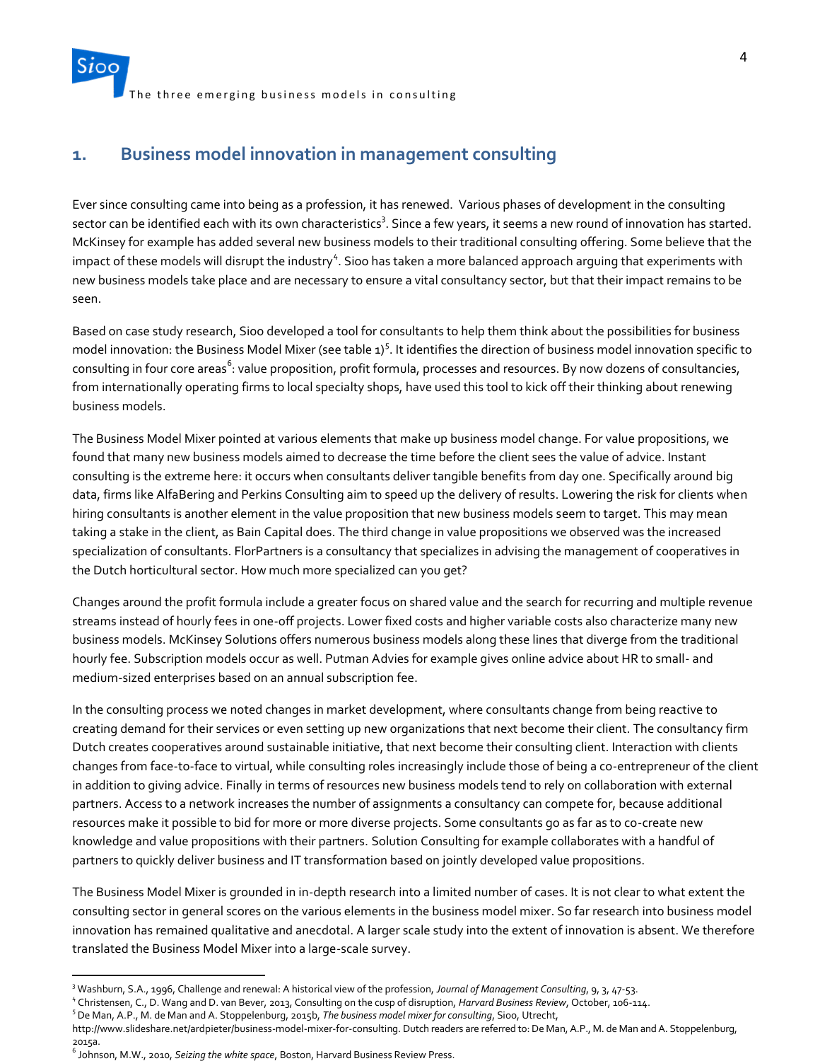## 1. Business model innovation in management consulting

Ever since consulting came into being as a profession, it has renewed. Various phases of development in the consulting sector can be identified each with its own characteristics[3]. Since a few years, it seems a new round of innovation has started. McKinsey for example has added several new business models to their traditional consulting offering. Some believe that the impact of these models will disrupt the industry[4]. Sioo has taken a more balanced approach arguing that experiments with new business models take place and are necessary to ensure a vital consultancy sector, but that their impact remains to be seen.

Based on case study research, Sioo developed a tool for consultants to help them think about the possibilities for business model innovation: the Business Model Mixer (see table 1)[5]. It identifies the direction of business model innovation specific to consulting in four core areas[6]: value proposition, profit formula, processes and resources. By now dozens of consultancies, from internationally operating firms to local specialty shops, have used this tool to kick off their thinking about renewing business models.

The Business Model Mixer pointed at various elements that make up business model change. For value propositions, we found that many new business models aimed to decrease the time before the client sees the value of advice. Instant consulting is the extreme here: it occurs when consultants deliver tangible benefits from day one. Specifically around big data, firms like AlfaBering and Perkins Consulting aim to speed up the delivery of results. Lowering the risk for clients when hiring consultants is another element in the value proposition that new business models seem to target. This may mean taking a stake in the client, as Bain Capital does. The third change in value propositions we observed was the increased specialization of consultants. FlorPartners is a consultancy that specializes in advising the management of cooperatives in the Dutch horticultural sector. How much more specialized can you get?

Changes around the profit formula include a greater focus on shared value and the search for recurring and multiple revenue streams instead of hourly fees in one-off projects. Lower fixed costs and higher variable costs also characterize many new business models. McKinsey Solutions offers numerous business models along these lines that diverge from the traditional hourly fee. Subscription models occur as well. Putman Advies for example gives online advice about HR to small- and medium-sized enterprises based on an annual subscription fee.

In the consulting process we noted changes in market development, where consultants change from being reactive to creating demand for their services or even setting up new organizations that next become their client. The consultancy firm Dutch creates cooperatives around sustainable initiative, that next become their consulting client. Interaction with clients changes from face-to-face to virtual, while consulting roles increasingly include those of being a co-entrepreneur of the client in addition to giving advice. Finally in terms of resources new business models tend to rely on collaboration with external partners. Access to a network increases the number of assignments a consultancy can compete for, because additional resources make it possible to bid for more or more diverse projects. Some consultants go as far as to co-create new knowledge and value propositions with their partners. Solution Consulting for example collaborates with a handful of partners to quickly deliver business and IT transformation based on jointly developed value propositions.

The Business Model Mixer is grounded in in-depth research into a limited number of cases. It is not clear to what extent the consulting sector in general scores on the various elements in the business model mixer. So far research into business model innovation has remained qualitative and anecdotal. A larger scale study into the extent of innovation is absent. We therefore translated the Business Model Mixer into a large-scale survey.

---

[3] Washburn, S.A., 1996, Challenge and renewal: A historical view of the profession, *Journal of Management Consulting*, 9, 3, 47-53.

[4] Christensen, C., D. Wang and D. van Bever, 2013, Consulting on the cusp of disruption, *Harvard Business Review*, October, 106-114.

[5] De Man, A.P., M. de Man and A. Stoppelenburg, 2015b, *The business model mixer for consulting*, Sioo, Utrecht, http://www.slideshare.net/ardpieter/business-model-mixer-for-consulting. Dutch readers are referred to: De Man, A.P., M. de Man and A. Stoppelenburg, 2015a.

[6] Johnson, M.W., 2010, *Seizing the white space*, Boston, Harvard Business Review Press.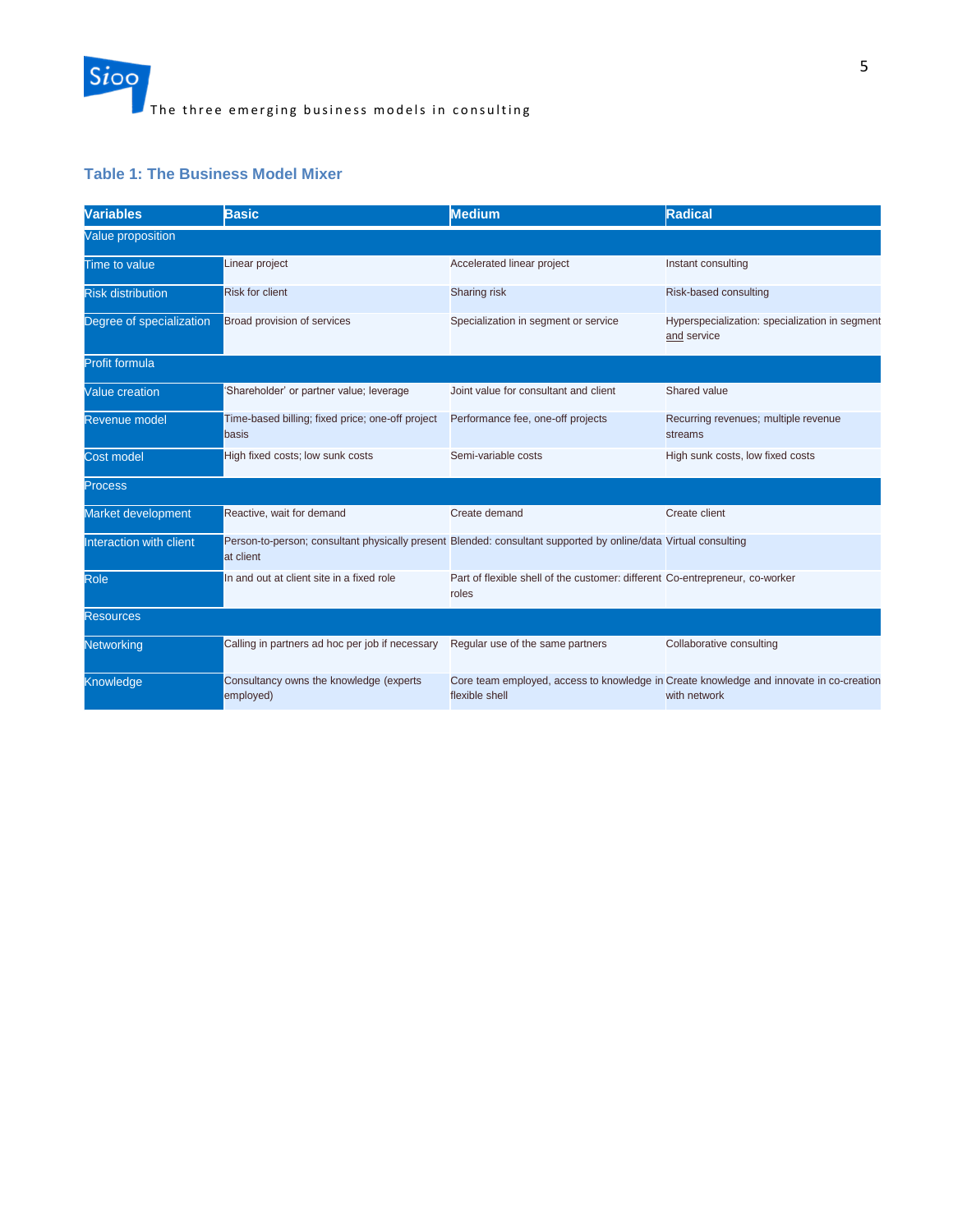### Table 1: The Business Model Mixer

| Variables | Basic | Medium | Radical |
|---|---|---|---|
| Value proposition | | | |
| Time to value | Linear project | Accelerated linear project | Instant consulting |
| Risk distribution | Risk for client | Sharing risk | Risk-based consulting |
| Degree of specialization | Broad provision of services | Specialization in segment or service | Hyperspecialization: specialization in segment and service |
| Profit formula | | | |
| Value creation | 'Shareholder' or partner value; leverage | Joint value for consultant and client | Shared value |
| Revenue model | Time-based billing; fixed price; one-off project basis | Performance fee, one-off projects | Recurring revenues; multiple revenue streams |
| Cost model | High fixed costs; low sunk costs | Semi-variable costs | High sunk costs, low fixed costs |
| Process | | | |
| Market development | Reactive, wait for demand | Create demand | Create client |
| Interaction with client | Person-to-person; consultant physically present at client | Blended: consultant supported by online/data | Virtual consulting |
| Role | In and out at client site in a fixed role | Part of flexible shell of the customer: different roles | Co-entrepreneur, co-worker |
| Resources | | | |
| Networking | Calling in partners ad hoc per job if necessary | Regular use of the same partners | Collaborative consulting |
| Knowledge | Consultancy owns the knowledge (experts employed) | Core team employed, access to knowledge in flexible shell | Create knowledge and innovate in co-creation with network |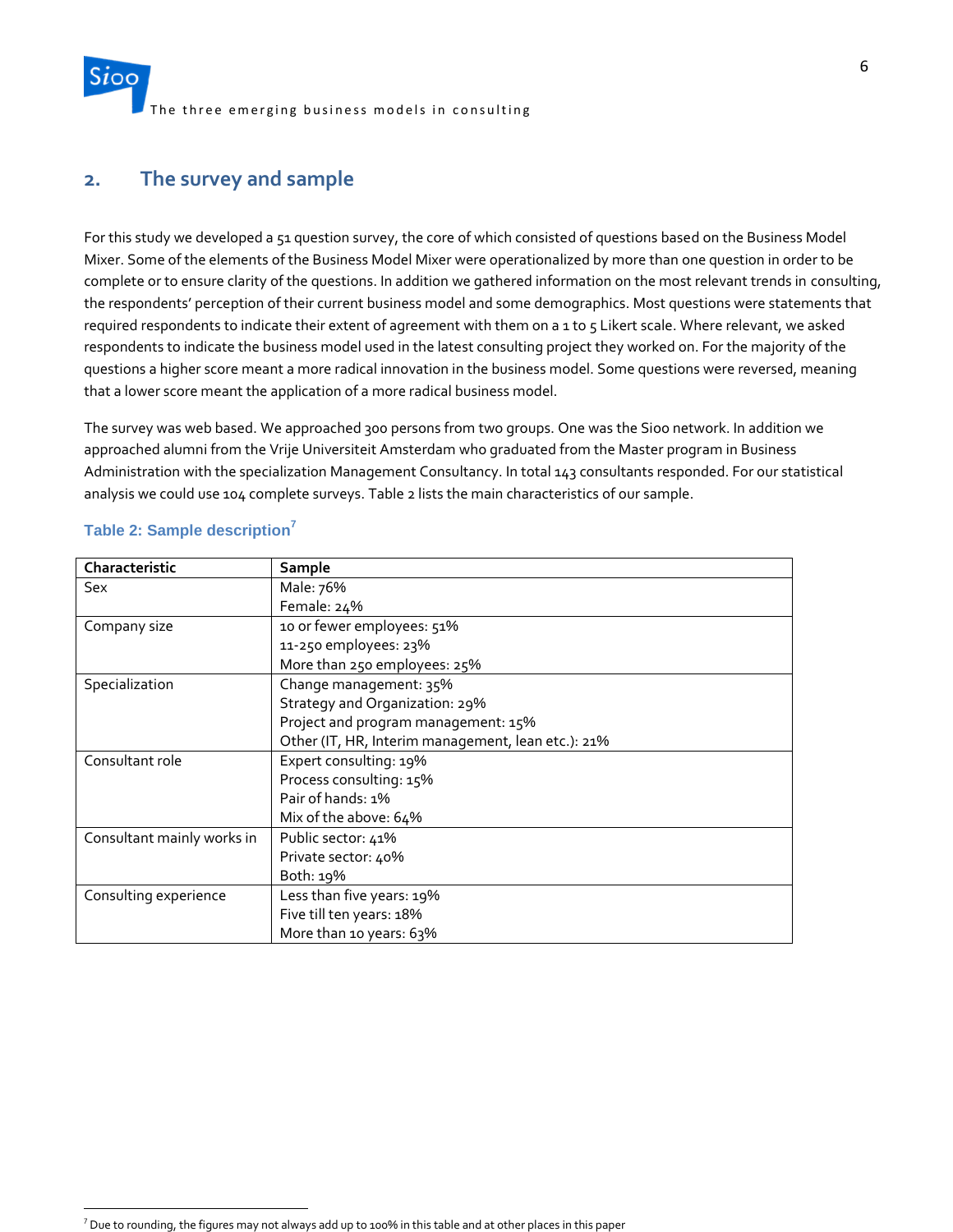## 2. The survey and sample

For this study we developed a 51 question survey, the core of which consisted of questions based on the Business Model Mixer. Some of the elements of the Business Model Mixer were operationalized by more than one question in order to be complete or to ensure clarity of the questions. In addition we gathered information on the most relevant trends in consulting, the respondents' perception of their current business model and some demographics. Most questions were statements that required respondents to indicate their extent of agreement with them on a 1 to 5 Likert scale. Where relevant, we asked respondents to indicate the business model used in the latest consulting project they worked on. For the majority of the questions a higher score meant a more radical innovation in the business model. Some questions were reversed, meaning that a lower score meant the application of a more radical business model.

The survey was web based. We approached 300 persons from two groups. One was the Sioo network. In addition we approached alumni from the Vrije Universiteit Amsterdam who graduated from the Master program in Business Administration with the specialization Management Consultancy. In total 143 consultants responded. For our statistical analysis we could use 104 complete surveys. Table 2 lists the main characteristics of our sample.

**Table 2: Sample description**[7]

| Characteristic | Sample |
|---|---|
| Sex | Male: 76%<br>Female: 24% |
| Company size | 10 or fewer employees: 51%<br>11-250 employees: 23%<br>More than 250 employees: 25% |
| Specialization | Change management: 35%<br>Strategy and Organization: 29%<br>Project and program management: 15%<br>Other (IT, HR, Interim management, lean etc.): 21% |
| Consultant role | Expert consulting: 19%<br>Process consulting: 15%<br>Pair of hands: 1%<br>Mix of the above: 64% |
| Consultant mainly works in | Public sector: 41%<br>Private sector: 40%<br>Both: 19% |
| Consulting experience | Less than five years: 19%<br>Five till ten years: 18%<br>More than 10 years: 63% |

[7] Due to rounding, the figures may not always add up to 100% in this table and at other places in this paper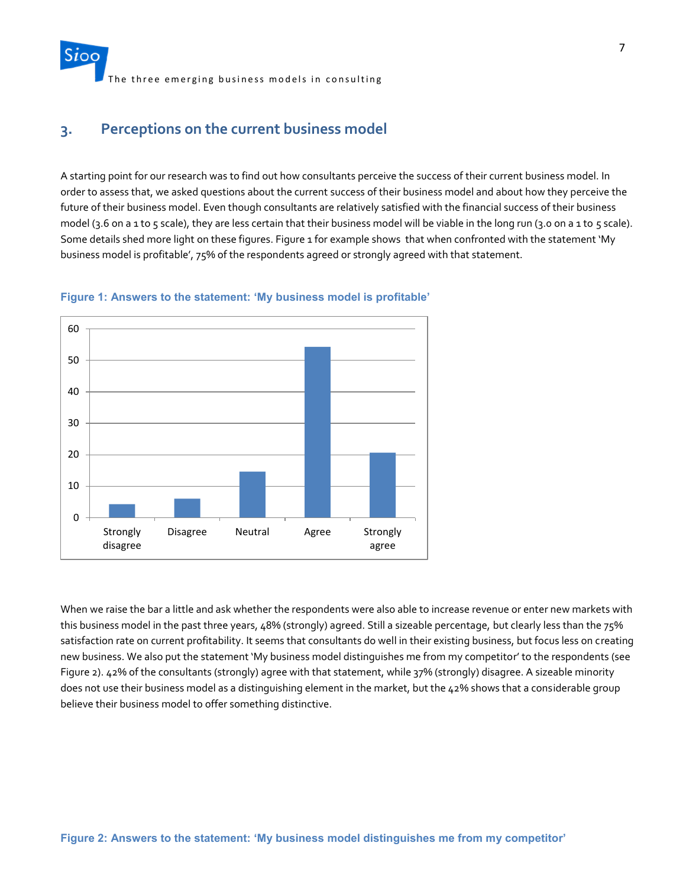## 3. Perceptions on the current business model

A starting point for our research was to find out how consultants perceive the success of their current business model. In order to assess that, we asked questions about the current success of their business model and about how they perceive the future of their business model. Even though consultants are relatively satisfied with the financial success of their business model (3.6 on a 1 to 5 scale), they are less certain that their business model will be viable in the long run (3.0 on a 1 to 5 scale). Some details shed more light on these figures. Figure 1 for example shows that when confronted with the statement 'My business model is profitable', 75% of the respondents agreed or strongly agreed with that statement.

**Figure 1: Answers to the statement: 'My business model is profitable'**

When we raise the bar a little and ask whether the respondents were also able to increase revenue or enter new markets with this business model in the past three years, 48% (strongly) agreed. Still a sizeable percentage, but clearly less than the 75% satisfaction rate on current profitability. It seems that consultants do well in their existing business, but focus less on creating new business. We also put the statement 'My business model distinguishes me from my competitor' to the respondents (see Figure 2). 42% of the consultants (strongly) agree with that statement, while 37% (strongly) disagree. A sizeable minority does not use their business model as a distinguishing element in the market, but the 42% shows that a considerable group believe their business model to offer something distinctive.

**Figure 2: Answers to the statement: 'My business model distinguishes me from my competitor'**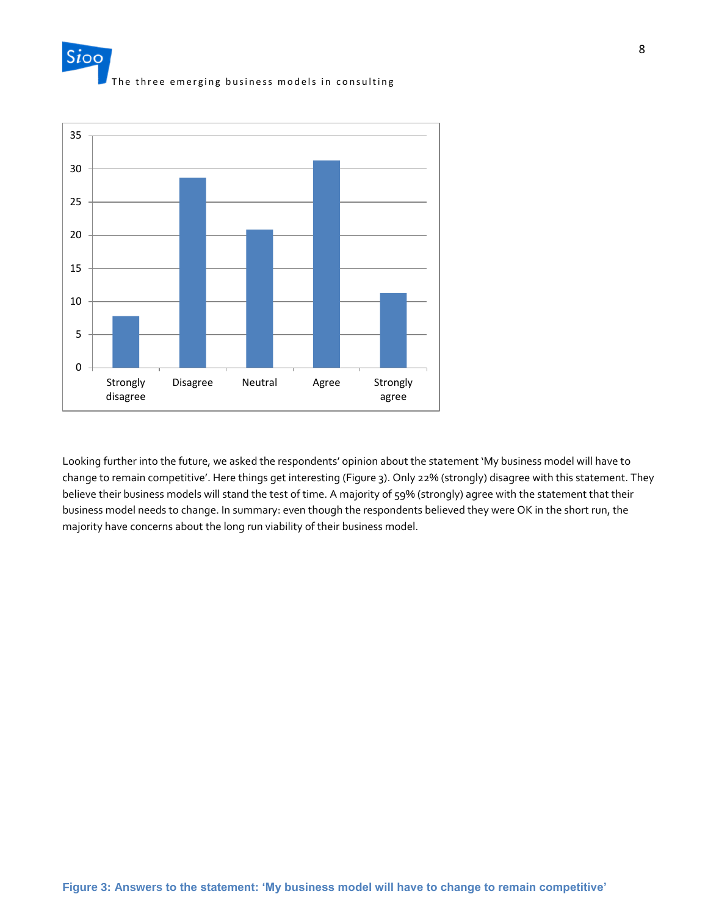Looking further into the future, we asked the respondents' opinion about the statement 'My business model will have to change to remain competitive'. Here things get interesting (Figure 3). Only 22% (strongly) disagree with this statement. They believe their business models will stand the test of time. A majority of 59% (strongly) agree with the statement that their business model needs to change. In summary: even though the respondents believed they were OK in the short run, the majority have concerns about the long run viability of their business model.

**Figure 3: Answers to the statement: 'My business model will have to change to remain competitive'**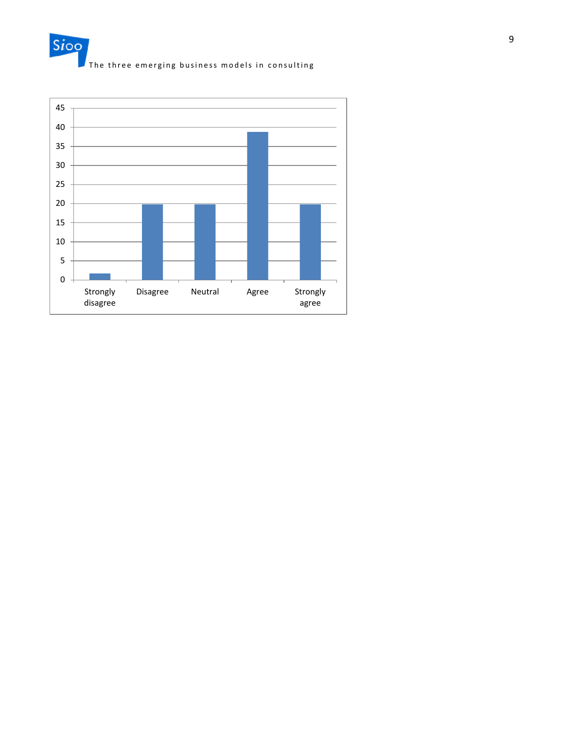45
40
35
30
25
20
15
10
5
0

Strongly disagree | Disagree | Neutral | Agree | Strongly agree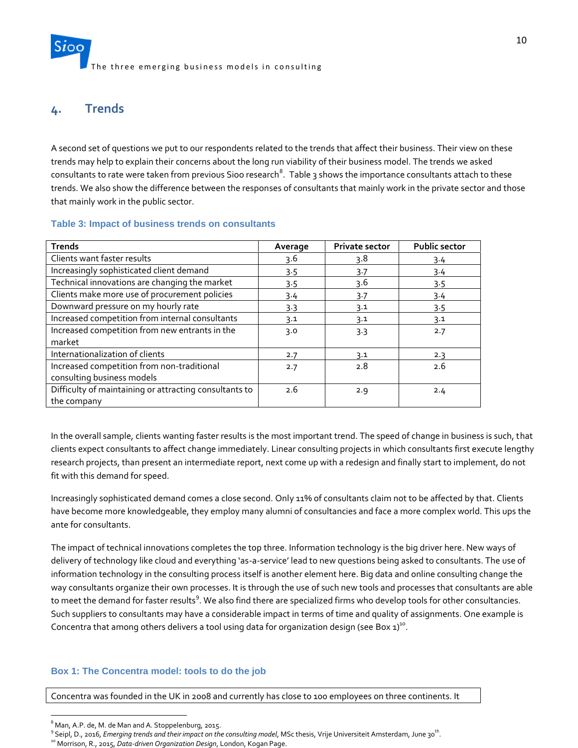## 4. Trends

A second set of questions we put to our respondents related to the trends that affect their business. Their view on these trends may help to explain their concerns about the long run viability of their business model. The trends we asked consultants to rate were taken from previous Sioo research[8]. Table 3 shows the importance consultants attach to these trends. We also show the difference between the responses of consultants that mainly work in the private sector and those that mainly work in the public sector.

### Table 3: Impact of business trends on consultants

| Trends | Average | Private sector | Public sector |
| --- | --- | --- | --- |
| Clients want faster results | 3.6 | 3.8 | 3.4 |
| Increasingly sophisticated client demand | 3.5 | 3.7 | 3.4 |
| Technical innovations are changing the market | 3.5 | 3.6 | 3.5 |
| Clients make more use of procurement policies | 3.4 | 3.7 | 3.4 |
| Downward pressure on my hourly rate | 3.3 | 3.1 | 3.5 |
| Increased competition from internal consultants | 3.1 | 3.1 | 3.1 |
| Increased competition from new entrants in the market | 3.0 | 3.3 | 2.7 |
| Internationalization of clients | 2.7 | 3.1 | 2.3 |
| Increased competition from non-traditional consulting business models | 2.7 | 2.8 | 2.6 |
| Difficulty of maintaining or attracting consultants to the company | 2.6 | 2.9 | 2.4 |

In the overall sample, clients wanting faster results is the most important trend. The speed of change in business is such, that clients expect consultants to affect change immediately. Linear consulting projects in which consultants first execute lengthy research projects, than present an intermediate report, next come up with a redesign and finally start to implement, do not fit with this demand for speed.

Increasingly sophisticated demand comes a close second. Only 11% of consultants claim not to be affected by that. Clients have become more knowledgeable, they employ many alumni of consultancies and face a more complex world. This ups the ante for consultants.

The impact of technical innovations completes the top three. Information technology is the big driver here. New ways of delivery of technology like cloud and everything 'as-a-service' lead to new questions being asked to consultants. The use of information technology in the consulting process itself is another element here. Big data and online consulting change the way consultants organize their own processes. It is through the use of such new tools and processes that consultants are able to meet the demand for faster results[9]. We also find there are specialized firms who develop tools for other consultancies. Such suppliers to consultants may have a considerable impact in terms of time and quality of assignments. One example is Concentra that among others delivers a tool using data for organization design (see Box 1)[10].

### Box 1: The Concentra model: tools to do the job

Concentra was founded in the UK in 2008 and currently has close to 100 employees on three continents. It

---

[8] Man, A.P. de, M. de Man and A. Stoppelenburg, 2015.

[9] Seipl, D., 2016, *Emerging trends and their impact on the consulting model*, MSc thesis, Vrije Universiteit Amsterdam, June 30th.

[10] Morrison, R., 2015, *Data-driven Organization Design*, London, Kogan Page.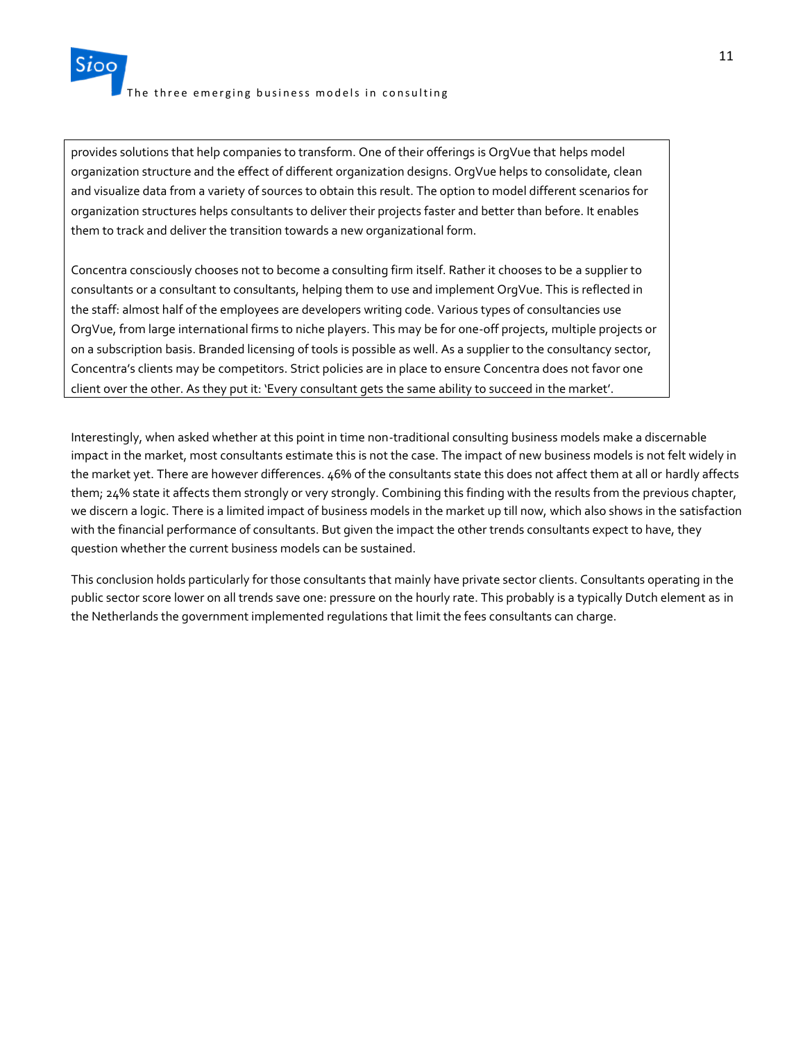provides solutions that help companies to transform. One of their offerings is OrgVue that helps model organization structure and the effect of different organization designs. OrgVue helps to consolidate, clean and visualize data from a variety of sources to obtain this result. The option to model different scenarios for organization structures helps consultants to deliver their projects faster and better than before. It enables them to track and deliver the transition towards a new organizational form.

Concentra consciously chooses not to become a consulting firm itself. Rather it chooses to be a supplier to consultants or a consultant to consultants, helping them to use and implement OrgVue. This is reflected in the staff: almost half of the employees are developers writing code. Various types of consultancies use OrgVue, from large international firms to niche players. This may be for one-off projects, multiple projects or on a subscription basis. Branded licensing of tools is possible as well. As a supplier to the consultancy sector, Concentra's clients may be competitors. Strict policies are in place to ensure Concentra does not favor one client over the other. As they put it: 'Every consultant gets the same ability to succeed in the market'.

Interestingly, when asked whether at this point in time non-traditional consulting business models make a discernable impact in the market, most consultants estimate this is not the case. The impact of new business models is not felt widely in the market yet. There are however differences. 46% of the consultants state this does not affect them at all or hardly affects them; 24% state it affects them strongly or very strongly. Combining this finding with the results from the previous chapter, we discern a logic. There is a limited impact of business models in the market up till now, which also shows in the satisfaction with the financial performance of consultants. But given the impact the other trends consultants expect to have, they question whether the current business models can be sustained.

This conclusion holds particularly for those consultants that mainly have private sector clients. Consultants operating in the public sector score lower on all trends save one: pressure on the hourly rate. This probably is a typically Dutch element as in the Netherlands the government implemented regulations that limit the fees consultants can charge.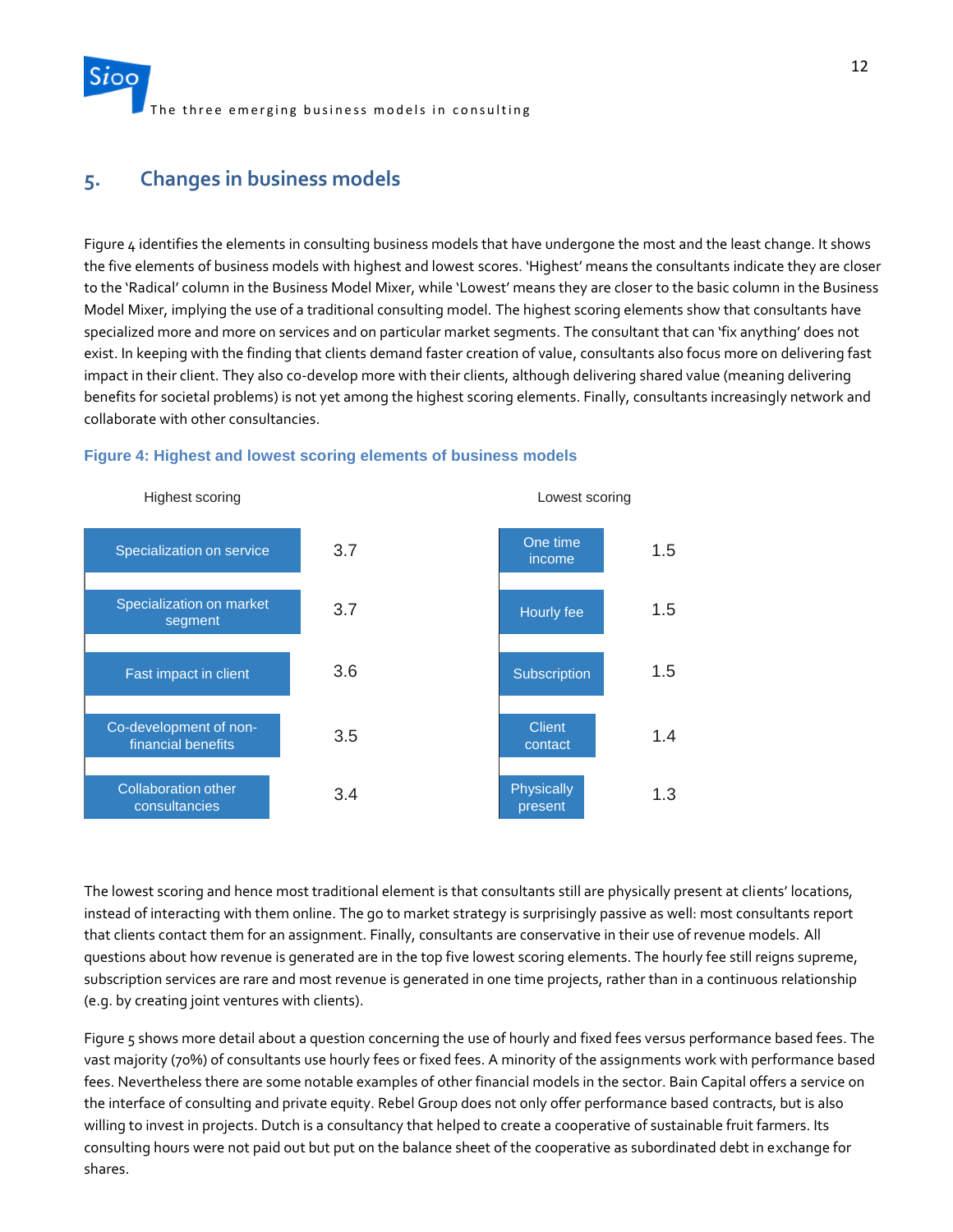## 5. Changes in business models

Figure 4 identifies the elements in consulting business models that have undergone the most and the least change. It shows the five elements of business models with highest and lowest scores. 'Highest' means the consultants indicate they are closer to the 'Radical' column in the Business Model Mixer, while 'Lowest' means they are closer to the basic column in the Business Model Mixer, implying the use of a traditional consulting model. The highest scoring elements show that consultants have specialized more and more on services and on particular market segments. The consultant that can 'fix anything' does not exist. In keeping with the finding that clients demand faster creation of value, consultants also focus more on delivering fast impact in their client. They also co-develop more with their clients, although delivering shared value (meaning delivering benefits for societal problems) is not yet among the highest scoring elements. Finally, consultants increasingly network and collaborate with other consultancies.

**Figure 4: Highest and lowest scoring elements of business models**

| Highest scoring | | Lowest scoring | |
|---|---|---|---|
| Specialization on service | 3.7 | One time income | 1.5 |
| Specialization on market segment | 3.7 | Hourly fee | 1.5 |
| Fast impact in client | 3.6 | Subscription | 1.5 |
| Co-development of non-financial benefits | 3.5 | Client contact | 1.4 |
| Collaboration other consultancies | 3.4 | Physically present | 1.3 |

The lowest scoring and hence most traditional element is that consultants still are physically present at clients' locations, instead of interacting with them online. The go to market strategy is surprisingly passive as well: most consultants report that clients contact them for an assignment. Finally, consultants are conservative in their use of revenue models. All questions about how revenue is generated are in the top five lowest scoring elements. The hourly fee still reigns supreme, subscription services are rare and most revenue is generated in one time projects, rather than in a continuous relationship (e.g. by creating joint ventures with clients).

Figure 5 shows more detail about a question concerning the use of hourly and fixed fees versus performance based fees. The vast majority (70%) of consultants use hourly fees or fixed fees. A minority of the assignments work with performance based fees. Nevertheless there are some notable examples of other financial models in the sector. Bain Capital offers a service on the interface of consulting and private equity. Rebel Group does not only offer performance based contracts, but is also willing to invest in projects. Dutch is a consultancy that helped to create a cooperative of sustainable fruit farmers. Its consulting hours were not paid out but put on the balance sheet of the cooperative as subordinated debt in exchange for shares.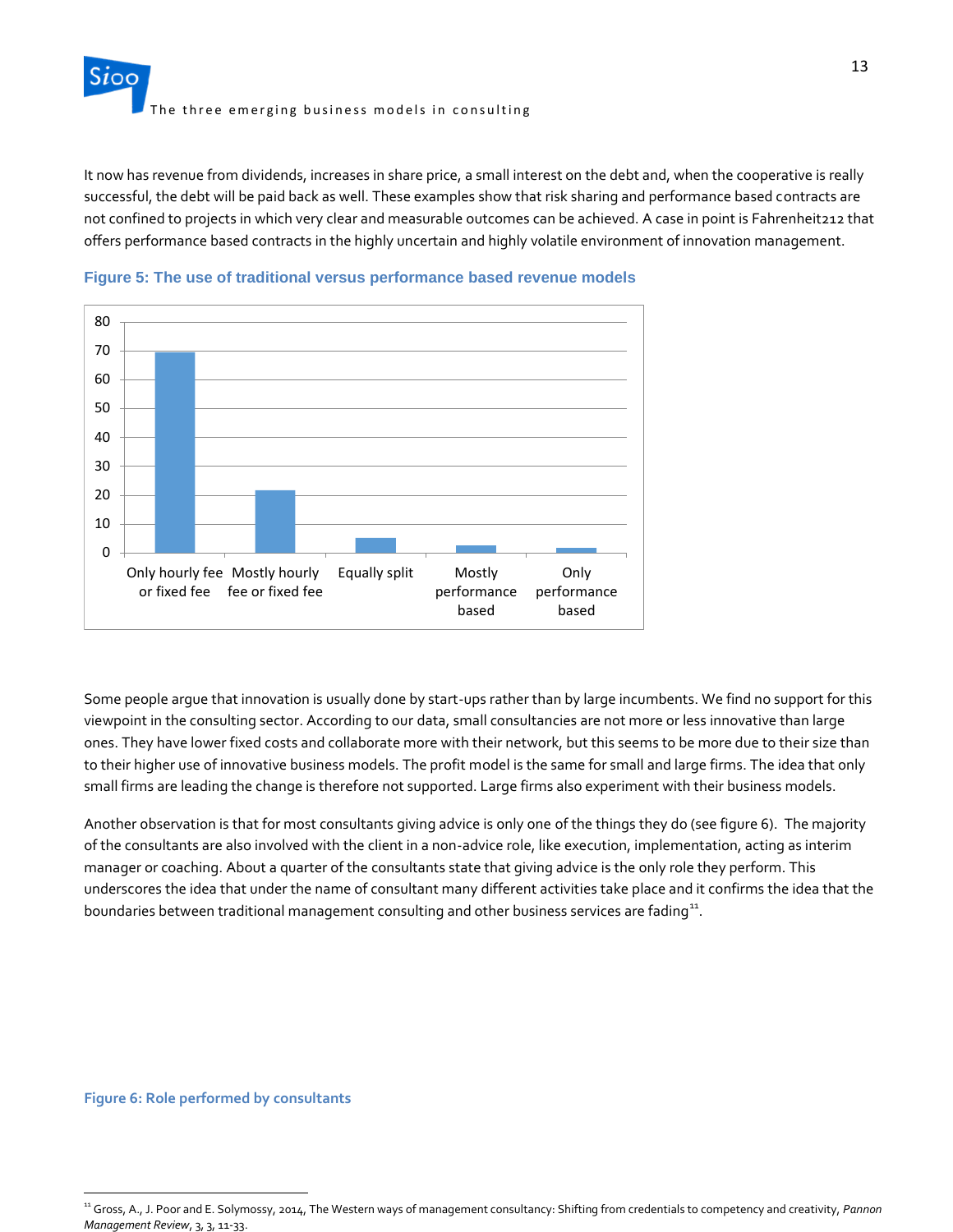It now has revenue from dividends, increases in share price, a small interest on the debt and, when the cooperative is really successful, the debt will be paid back as well. These examples show that risk sharing and performance based contracts are not confined to projects in which very clear and measurable outcomes can be achieved. A case in point is Fahrenheit212 that offers performance based contracts in the highly uncertain and highly volatile environment of innovation management.

**Figure 5: The use of traditional versus performance based revenue models**

| Revenue model | Value |
|---|---|
| Only hourly fee or fixed fee | 69 |
| Mostly hourly fee or fixed fee | 22 |
| Equally split | 5 |
| Mostly performance based | 2 |
| Only performance based | 2 |

Some people argue that innovation is usually done by start-ups rather than by large incumbents. We find no support for this viewpoint in the consulting sector. According to our data, small consultancies are not more or less innovative than large ones. They have lower fixed costs and collaborate more with their network, but this seems to be more due to their size than to their higher use of innovative business models. The profit model is the same for small and large firms. The idea that only small firms are leading the change is therefore not supported. Large firms also experiment with their business models.

Another observation is that for most consultants giving advice is only one of the things they do (see figure 6). The majority of the consultants are also involved with the client in a non-advice role, like execution, implementation, acting as interim manager or coaching. About a quarter of the consultants state that giving advice is the only role they perform. This underscores the idea that under the name of consultant many different activities take place and it confirms the idea that the boundaries between traditional management consulting and other business services are fading[11].

**Figure 6: Role performed by consultants**

[11] Gross, A., J. Poor and E. Solymossy, 2014, The Western ways of management consultancy: Shifting from credentials to competency and creativity, *Pannon Management Review*, 3, 3, 11-33.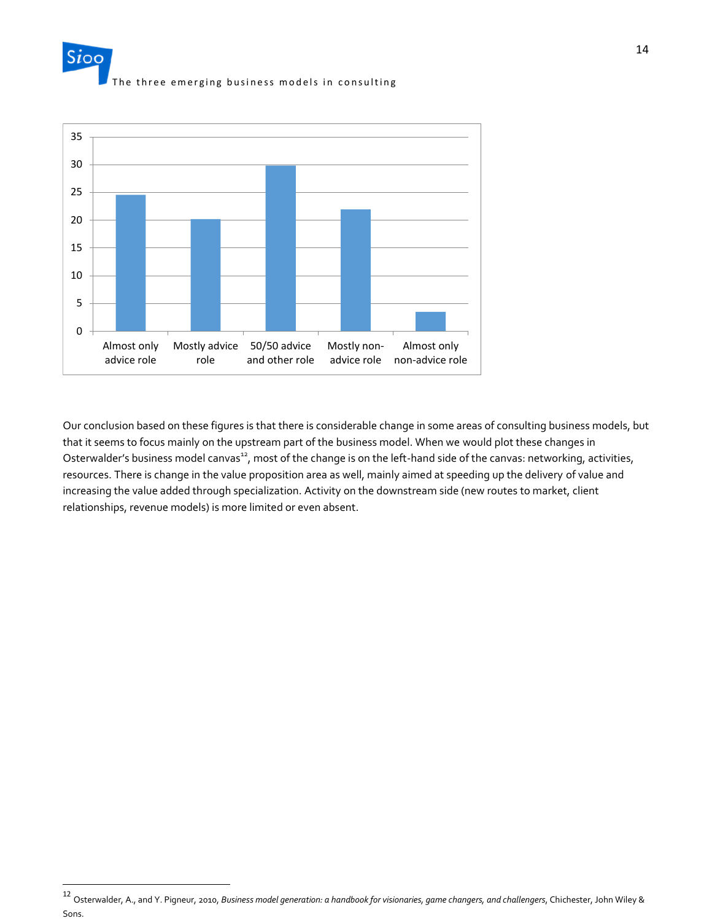Our conclusion based on these figures is that there is considerable change in some areas of consulting business models, but that it seems to focus mainly on the upstream part of the business model. When we would plot these changes in Osterwalder's business model canvas[12], most of the change is on the left-hand side of the canvas: networking, activities, resources. There is change in the value proposition area as well, mainly aimed at speeding up the delivery of value and increasing the value added through specialization. Activity on the downstream side (new routes to market, client relationships, revenue models) is more limited or even absent.

---

[12] Osterwalder, A., and Y. Pigneur, 2010, *Business model generation: a handbook for visionaries, game changers, and challengers*, Chichester, John Wiley & Sons.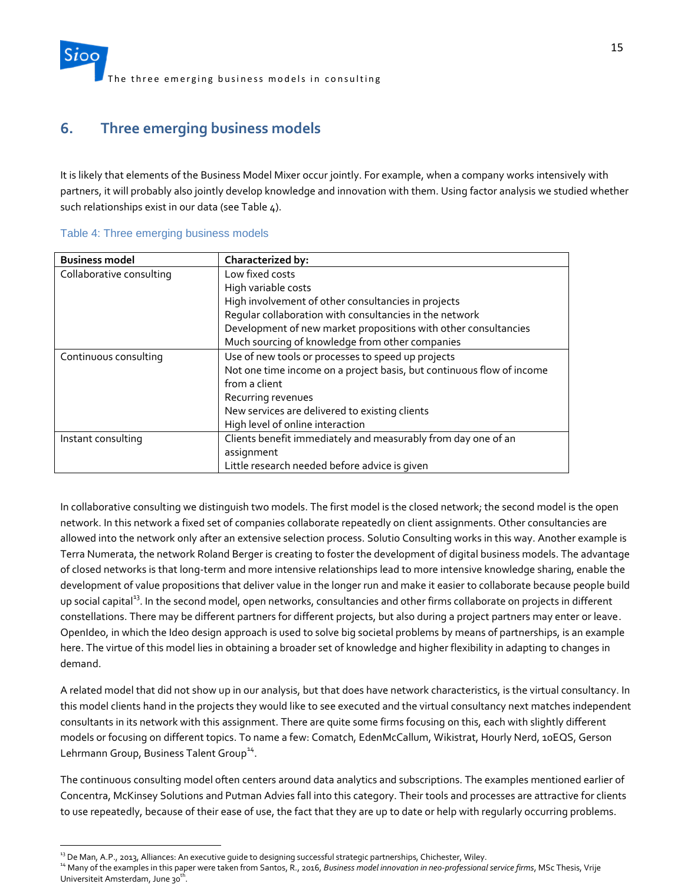## 6. Three emerging business models

It is likely that elements of the Business Model Mixer occur jointly. For example, when a company works intensively with partners, it will probably also jointly develop knowledge and innovation with them. Using factor analysis we studied whether such relationships exist in our data (see Table 4).

Table 4: Three emerging business models

| Business model | Characterized by: |
|---|---|
| Collaborative consulting | Low fixed costs<br>High variable costs<br>High involvement of other consultancies in projects<br>Regular collaboration with consultancies in the network<br>Development of new market propositions with other consultancies<br>Much sourcing of knowledge from other companies |
| Continuous consulting | Use of new tools or processes to speed up projects<br>Not one time income on a project basis, but continuous flow of income from a client<br>Recurring revenues<br>New services are delivered to existing clients<br>High level of online interaction |
| Instant consulting | Clients benefit immediately and measurably from day one of an assignment<br>Little research needed before advice is given |

In collaborative consulting we distinguish two models. The first model is the closed network; the second model is the open network. In this network a fixed set of companies collaborate repeatedly on client assignments. Other consultancies are allowed into the network only after an extensive selection process. Solutio Consulting works in this way. Another example is Terra Numerata, the network Roland Berger is creating to foster the development of digital business models. The advantage of closed networks is that long-term and more intensive relationships lead to more intensive knowledge sharing, enable the development of value propositions that deliver value in the longer run and make it easier to collaborate because people build up social capital[13]. In the second model, open networks, consultancies and other firms collaborate on projects in different constellations. There may be different partners for different projects, but also during a project partners may enter or leave. OpenIdeo, in which the Ideo design approach is used to solve big societal problems by means of partnerships, is an example here. The virtue of this model lies in obtaining a broader set of knowledge and higher flexibility in adapting to changes in demand.

A related model that did not show up in our analysis, but that does have network characteristics, is the virtual consultancy. In this model clients hand in the projects they would like to see executed and the virtual consultancy next matches independent consultants in its network with this assignment. There are quite some firms focusing on this, each with slightly different models or focusing on different topics. To name a few: Comatch, EdenMcCallum, Wikistrat, Hourly Nerd, 10EQS, Gerson Lehrmann Group, Business Talent Group[14].

The continuous consulting model often centers around data analytics and subscriptions. The examples mentioned earlier of Concentra, McKinsey Solutions and Putman Advies fall into this category. Their tools and processes are attractive for clients to use repeatedly, because of their ease of use, the fact that they are up to date or help with regularly occurring problems.

[13] De Man, A.P., 2013, Alliances: An executive guide to designing successful strategic partnerships, Chichester, Wiley.

[14] Many of the examples in this paper were taken from Santos, R., 2016, *Business model innovation in neo-professional service firms*, MSc Thesis, Vrije Universiteit Amsterdam, June 30th.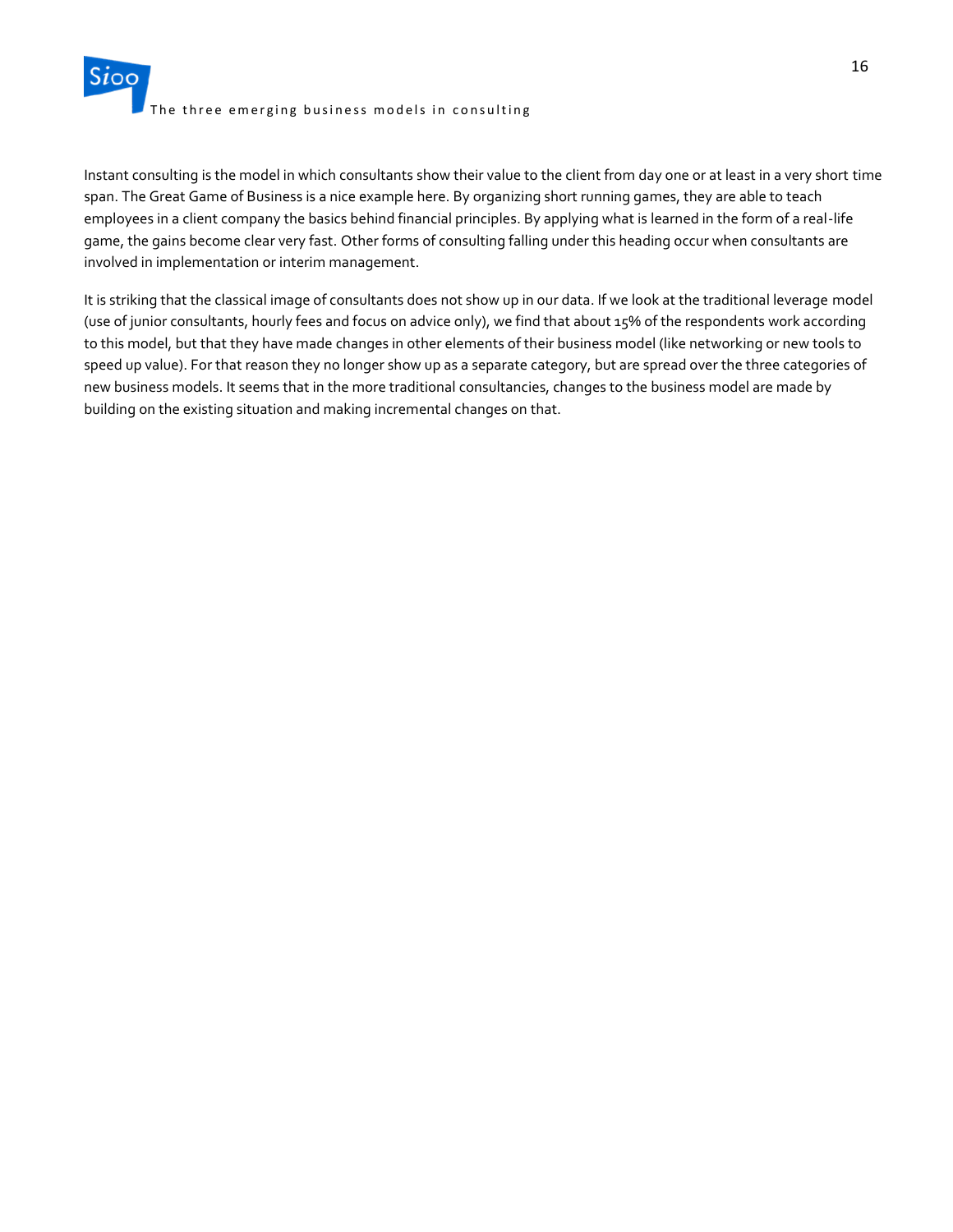Instant consulting is the model in which consultants show their value to the client from day one or at least in a very short time span. The Great Game of Business is a nice example here. By organizing short running games, they are able to teach employees in a client company the basics behind financial principles. By applying what is learned in the form of a real-life game, the gains become clear very fast. Other forms of consulting falling under this heading occur when consultants are involved in implementation or interim management.

It is striking that the classical image of consultants does not show up in our data. If we look at the traditional leverage model (use of junior consultants, hourly fees and focus on advice only), we find that about 15% of the respondents work according to this model, but that they have made changes in other elements of their business model (like networking or new tools to speed up value). For that reason they no longer show up as a separate category, but are spread over the three categories of new business models. It seems that in the more traditional consultancies, changes to the business model are made by building on the existing situation and making incremental changes on that.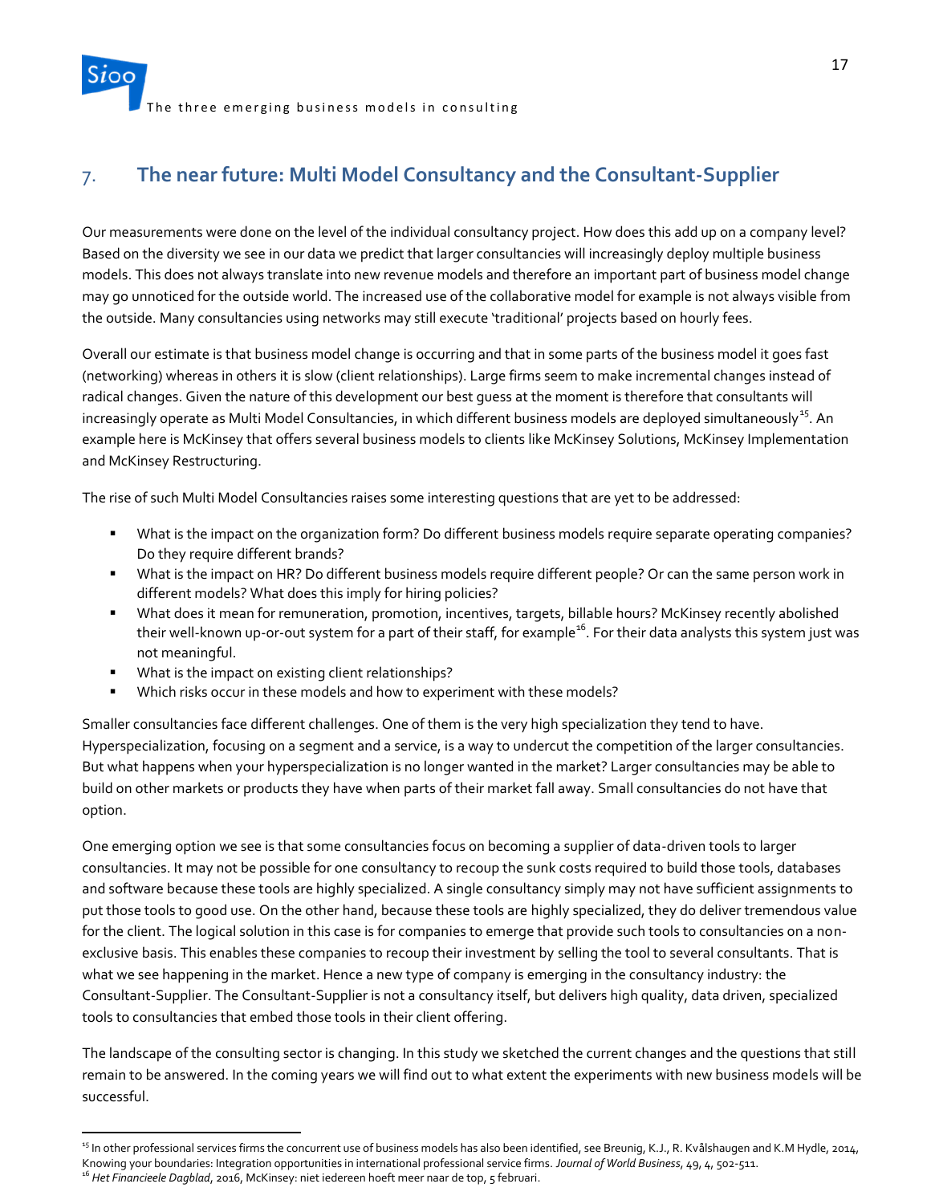## 7. The near future: Multi Model Consultancy and the Consultant-Supplier

Our measurements were done on the level of the individual consultancy project. How does this add up on a company level? Based on the diversity we see in our data we predict that larger consultancies will increasingly deploy multiple business models. This does not always translate into new revenue models and therefore an important part of business model change may go unnoticed for the outside world. The increased use of the collaborative model for example is not always visible from the outside. Many consultancies using networks may still execute 'traditional' projects based on hourly fees.

Overall our estimate is that business model change is occurring and that in some parts of the business model it goes fast (networking) whereas in others it is slow (client relationships). Large firms seem to make incremental changes instead of radical changes. Given the nature of this development our best guess at the moment is therefore that consultants will increasingly operate as Multi Model Consultancies, in which different business models are deployed simultaneously[15]. An example here is McKinsey that offers several business models to clients like McKinsey Solutions, McKinsey Implementation and McKinsey Restructuring.

The rise of such Multi Model Consultancies raises some interesting questions that are yet to be addressed:

- What is the impact on the organization form? Do different business models require separate operating companies? Do they require different brands?
- What is the impact on HR? Do different business models require different people? Or can the same person work in different models? What does this imply for hiring policies?
- What does it mean for remuneration, promotion, incentives, targets, billable hours? McKinsey recently abolished their well-known up-or-out system for a part of their staff, for example[16]. For their data analysts this system just was not meaningful.
- What is the impact on existing client relationships?
- Which risks occur in these models and how to experiment with these models?

Smaller consultancies face different challenges. One of them is the very high specialization they tend to have. Hyperspecialization, focusing on a segment and a service, is a way to undercut the competition of the larger consultancies. But what happens when your hyperspecialization is no longer wanted in the market? Larger consultancies may be able to build on other markets or products they have when parts of their market fall away. Small consultancies do not have that option.

One emerging option we see is that some consultancies focus on becoming a supplier of data-driven tools to larger consultancies. It may not be possible for one consultancy to recoup the sunk costs required to build those tools, databases and software because these tools are highly specialized. A single consultancy simply may not have sufficient assignments to put those tools to good use. On the other hand, because these tools are highly specialized, they do deliver tremendous value for the client. The logical solution in this case is for companies to emerge that provide such tools to consultancies on a non-exclusive basis. This enables these companies to recoup their investment by selling the tool to several consultants. That is what we see happening in the market. Hence a new type of company is emerging in the consultancy industry: the Consultant-Supplier. The Consultant-Supplier is not a consultancy itself, but delivers high quality, data driven, specialized tools to consultancies that embed those tools in their client offering.

The landscape of the consulting sector is changing. In this study we sketched the current changes and the questions that still remain to be answered. In the coming years we will find out to what extent the experiments with new business models will be successful.

---

[15] In other professional services firms the concurrent use of business models has also been identified, see Breunig, K.J., R. Kvålshaugen and K.M Hydle, 2014, Knowing your boundaries: Integration opportunities in international professional service firms. *Journal of World Business*, 49, 4, 502-511.

[16] *Het Financieele Dagblad*, 2016, McKinsey: niet iedereen hoeft meer naar de top, 5 februari.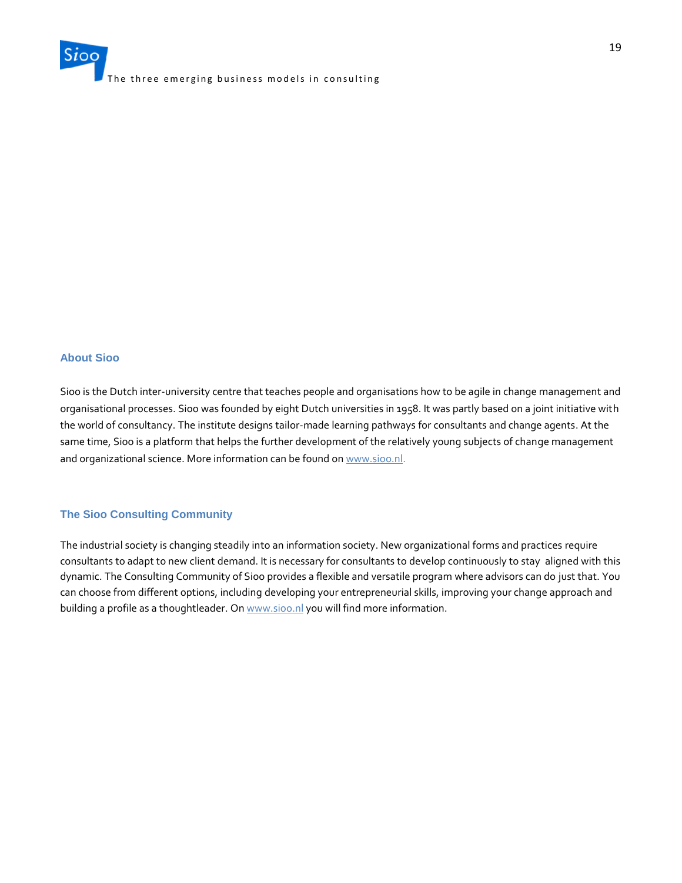## About Sioo

Sioo is the Dutch inter-university centre that teaches people and organisations how to be agile in change management and organisational processes. Sioo was founded by eight Dutch universities in 1958. It was partly based on a joint initiative with the world of consultancy. The institute designs tailor-made learning pathways for consultants and change agents. At the same time, Sioo is a platform that helps the further development of the relatively young subjects of change management and organizational science. More information can be found on www.sioo.nl.

## The Sioo Consulting Community

The industrial society is changing steadily into an information society. New organizational forms and practices require consultants to adapt to new client demand. It is necessary for consultants to develop continuously to stay aligned with this dynamic. The Consulting Community of Sioo provides a flexible and versatile program where advisors can do just that. You can choose from different options, including developing your entrepreneurial skills, improving your change approach and building a profile as a thoughtleader. On www.sioo.nl you will find more information.